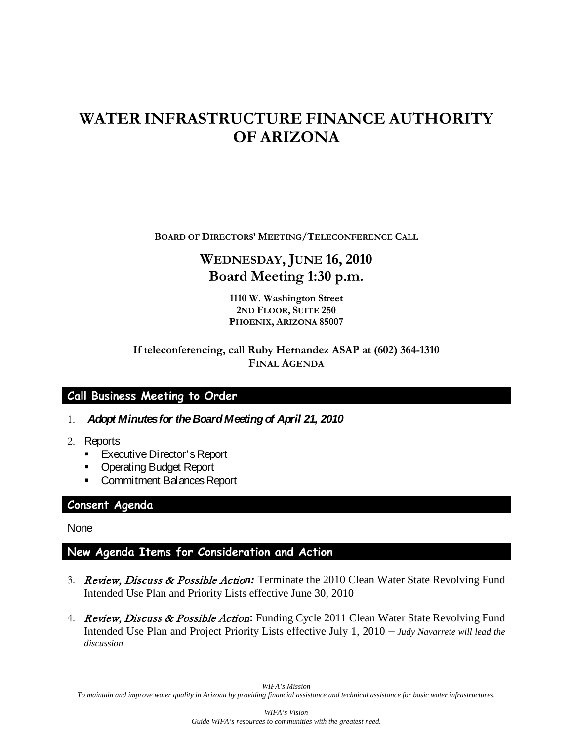# WATER INFRASTRUCTURE FINANCE AUTHORITY OF ARIZONA

**BOARD OF DIRECTORS' MEETING/TELECONFERENCE CALL**

## WEDNESDAY, JUNE 16, 2010
## Board Meeting 1:30 p.m.

**1110 W. Washington Street**
**2ND FLOOR, SUITE 250**
**PHOENIX, ARIZONA 85007**

**If teleconferencing, call Ruby Hernandez ASAP at (602) 364-1310**
**FINAL AGENDA**

## Call Business Meeting to Order

1. ***Adopt Minutes for the Board Meeting of April 21, 2010***
2. Reports
   - Executive Director's Report
   - Operating Budget Report
   - Commitment Balances Report

## Consent Agenda

None

## New Agenda Items for Consideration and Action

3. ***Review, Discuss & Possible Action:*** Terminate the 2010 Clean Water State Revolving Fund Intended Use Plan and Priority Lists effective June 30, 2010
4. ***Review, Discuss & Possible Action*****:** Funding Cycle 2011 Clean Water State Revolving Fund Intended Use Plan and Project Priority Lists effective July 1, 2010 – *Judy Navarrete will lead the discussion*

*WIFA's Mission*
*To maintain and improve water quality in Arizona by providing financial assistance and technical assistance for basic water infrastructures.*

*WIFA's Vision*
*Guide WIFA's resources to communities with the greatest need.*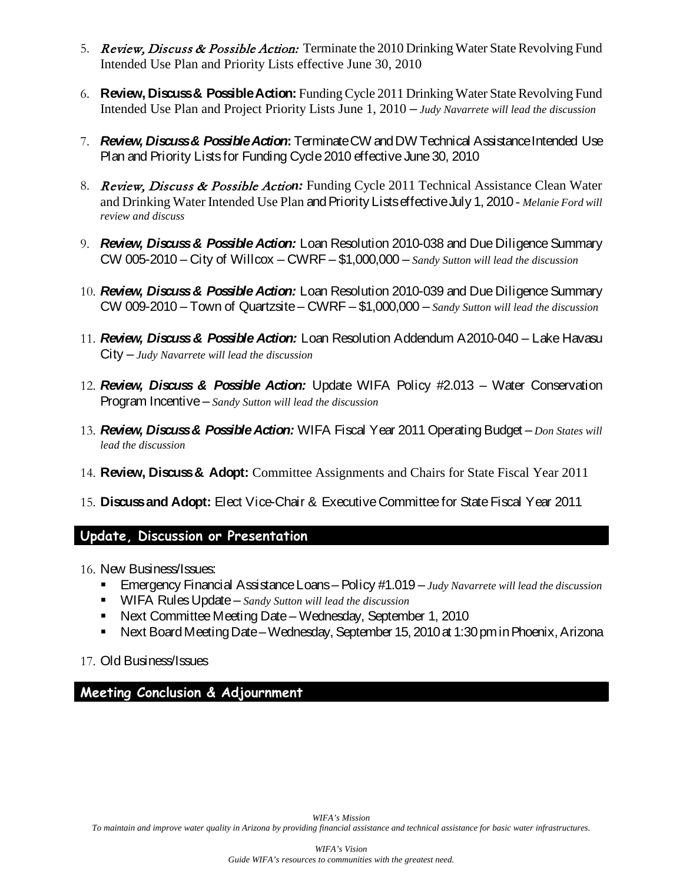5. ***Review, Discuss & Possible Action:*** Terminate the 2010 Drinking Water State Revolving Fund Intended Use Plan and Priority Lists effective June 30, 2010

6. **Review, Discuss & Possible Action:** Funding Cycle 2011 Drinking Water State Revolving Fund Intended Use Plan and Project Priority Lists June 1, 2010 – *Judy Navarrete will lead the discussion*

7. ***Review, Discuss & Possible Action*:** Terminate CW and DW Technical Assistance Intended Use Plan and Priority Lists for Funding Cycle 2010 effective June 30, 2010

8. ***Review, Discuss & Possible Action:*** Funding Cycle 2011 Technical Assistance Clean Water and Drinking Water Intended Use Plan and Priority Lists effective July 1, 2010 - *Melanie Ford will review and discuss*

9. ***Review, Discuss & Possible Action:*** Loan Resolution 2010-038 and Due Diligence Summary CW 005-2010 – City of Willcox – CWRF – $1,000,000 – *Sandy Sutton will lead the discussion*

10. ***Review, Discuss & Possible Action:*** Loan Resolution 2010-039 and Due Diligence Summary CW 009-2010 – Town of Quartzsite – CWRF – $1,000,000 – *Sandy Sutton will lead the discussion*

11. ***Review, Discuss & Possible Action:*** Loan Resolution Addendum A2010-040 – Lake Havasu City – *Judy Navarrete will lead the discussion*

12. ***Review, Discuss & Possible Action:*** Update WIFA Policy #2.013 – Water Conservation Program Incentive – *Sandy Sutton will lead the discussion*

13. ***Review, Discuss & Possible Action:*** WIFA Fiscal Year 2011 Operating Budget – *Don States will lead the discussion*

14. **Review, Discuss & Adopt:** Committee Assignments and Chairs for State Fiscal Year 2011

15. **Discuss and Adopt:** Elect Vice-Chair & Executive Committee for State Fiscal Year 2011

## Update, Discussion or Presentation

16. New Business/Issues:
    - Emergency Financial Assistance Loans – Policy #1.019 – *Judy Navarrete will lead the discussion*
    - WIFA Rules Update – *Sandy Sutton will lead the discussion*
    - Next Committee Meeting Date – Wednesday, September 1, 2010
    - Next Board Meeting Date – Wednesday, September 15, 2010 at 1:30 pm in Phoenix, Arizona

17. Old Business/Issues

## Meeting Conclusion & Adjournment

*WIFA's Mission*
*To maintain and improve water quality in Arizona by providing financial assistance and technical assistance for basic water infrastructures.*

*WIFA's Vision*
*Guide WIFA's resources to communities with the greatest need.*